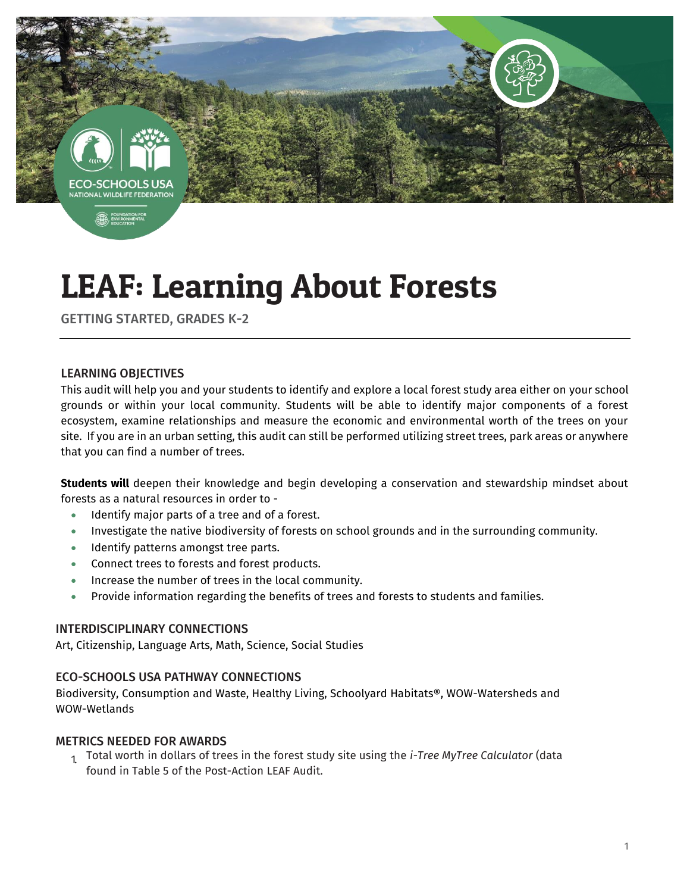# LEAF: Learning About Forests

GETTING STARTED, GRADES K-2

### LEARNING OBJECTIVES

This audit will help you and your students to identify and explore a local forest study area either on your school grounds or within your local community. Students will be able to identify major components of a forest ecosystem, examine relationships and measure the economic and environmental worth of the trees on your site. If you are in an urban setting, this audit can still be performed utilizing street trees, park areas or anywhere that you can find a number of trees.

**Students will** deepen their knowledge and begin developing a conservation and stewardship mindset about forests as a natural resources in order to -

- Identify major parts of a tree and of a forest.
- Investigate the native biodiversity of forests on school grounds and in the surrounding community.
- Identify patterns amongst tree parts.
- Connect trees to forests and forest products.
- Increase the number of trees in the local community.
- Provide information regarding the benefits of trees and forests to students and families.

### INTERDISCIPLINARY CONNECTIONS

Art, Citizenship, Language Arts, Math, Science, Social Studies

### ECO-SCHOOLS USA PATHWAY CONNECTIONS

Biodiversity, Consumption and Waste, Healthy Living, Schoolyard Habitats®, WOW-Watersheds and WOW-Wetlands

### METRICS NEEDED FOR AWARDS

1. Total worth in dollars of trees in the forest study site using the *i-Tree MyTree Calculator* (data found in Table 5 of the Post-Action LEAF Audit.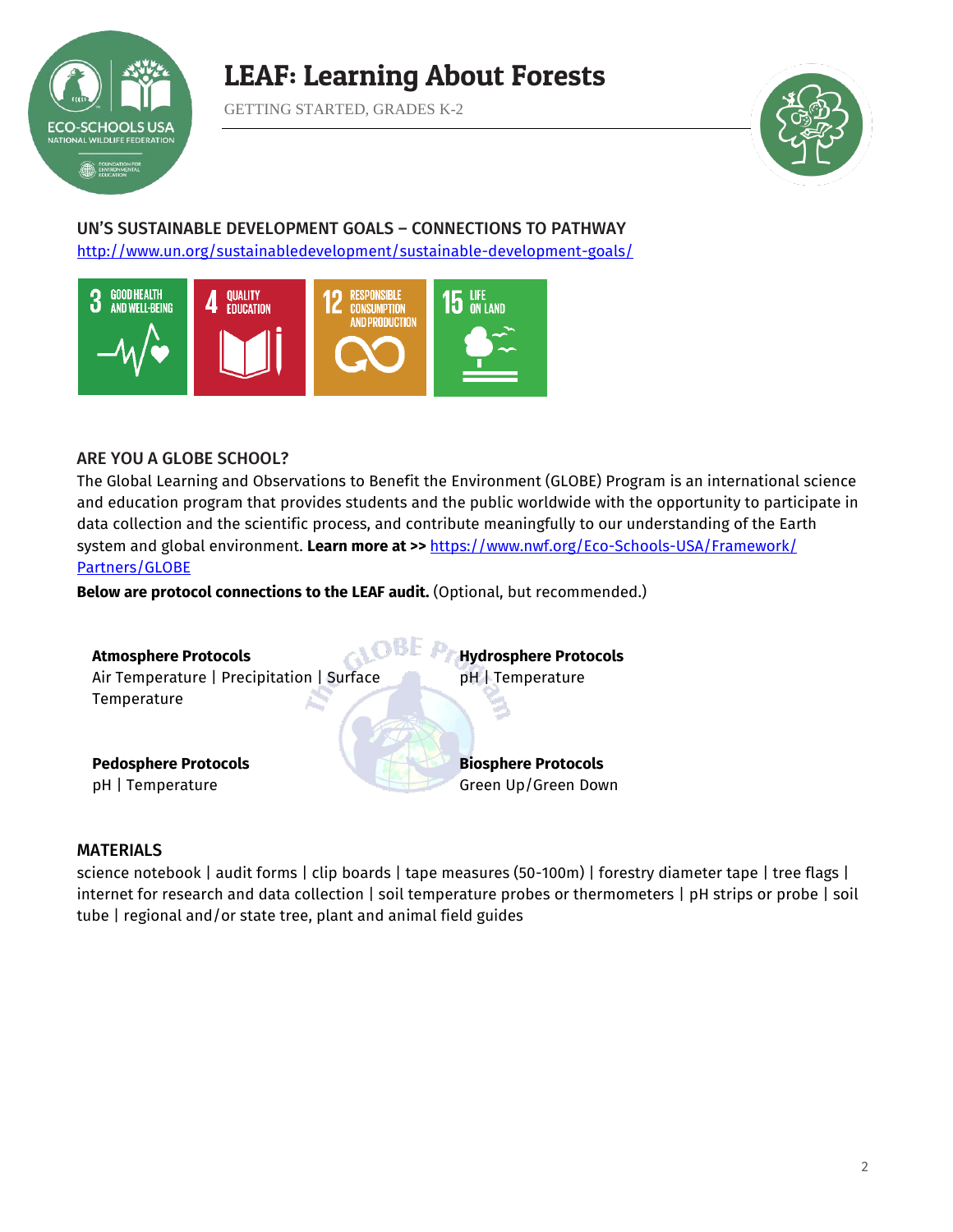## UN'S SUSTAINABLE DEVELOPMENT GOALS – CONNECTIONS TO PATHWAY

http://www.un.org/sustainabledevelopment/sustainable-development-goals/

3 GOOD HEALTH AND WELL-BEING | 4 QUALITY EDUCATION | 12 RESPONSIBLE CONSUMPTION AND PRODUCTION | 15 LIFE ON LAND

## ARE YOU A GLOBE SCHOOL?

The Global Learning and Observations to Benefit the Environment (GLOBE) Program is an international science and education program that provides students and the public worldwide with the opportunity to participate in data collection and the scientific process, and contribute meaningfully to our understanding of the Earth system and global environment. **Learn more at >>** https://www.nwf.org/Eco-Schools-USA/Framework/Partners/GLOBE

**Below are protocol connections to the LEAF audit.** (Optional, but recommended.)

**Atmosphere Protocols**
Air Temperature | Precipitation | Surface Temperature

**Hydrosphere Protocols**
pH | Temperature

**Pedosphere Protocols**
pH | Temperature

**Biosphere Protocols**
Green Up/Green Down

## MATERIALS

science notebook | audit forms | clip boards | tape measures (50-100m) | forestry diameter tape | tree flags | internet for research and data collection | soil temperature probes or thermometers | pH strips or probe | soil tube | regional and/or state tree, plant and animal field guides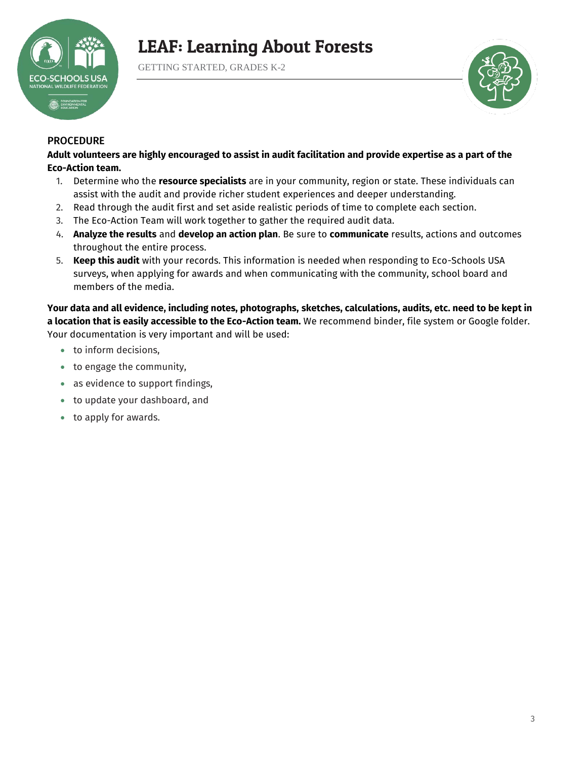## PROCEDURE

**Adult volunteers are highly encouraged to assist in audit facilitation and provide expertise as a part of the Eco-Action team.**

1. Determine who the **resource specialists** are in your community, region or state. These individuals can assist with the audit and provide richer student experiences and deeper understanding.
2. Read through the audit first and set aside realistic periods of time to complete each section.
3. The Eco-Action Team will work together to gather the required audit data.
4. **Analyze the results** and **develop an action plan**. Be sure to **communicate** results, actions and outcomes throughout the entire process.
5. **Keep this audit** with your records. This information is needed when responding to Eco-Schools USA surveys, when applying for awards and when communicating with the community, school board and members of the media.

**Your data and all evidence, including notes, photographs, sketches, calculations, audits, etc. need to be kept in a location that is easily accessible to the Eco-Action team.** We recommend binder, file system or Google folder. Your documentation is very important and will be used:

- to inform decisions,
- to engage the community,
- as evidence to support findings,
- to update your dashboard, and
- to apply for awards.